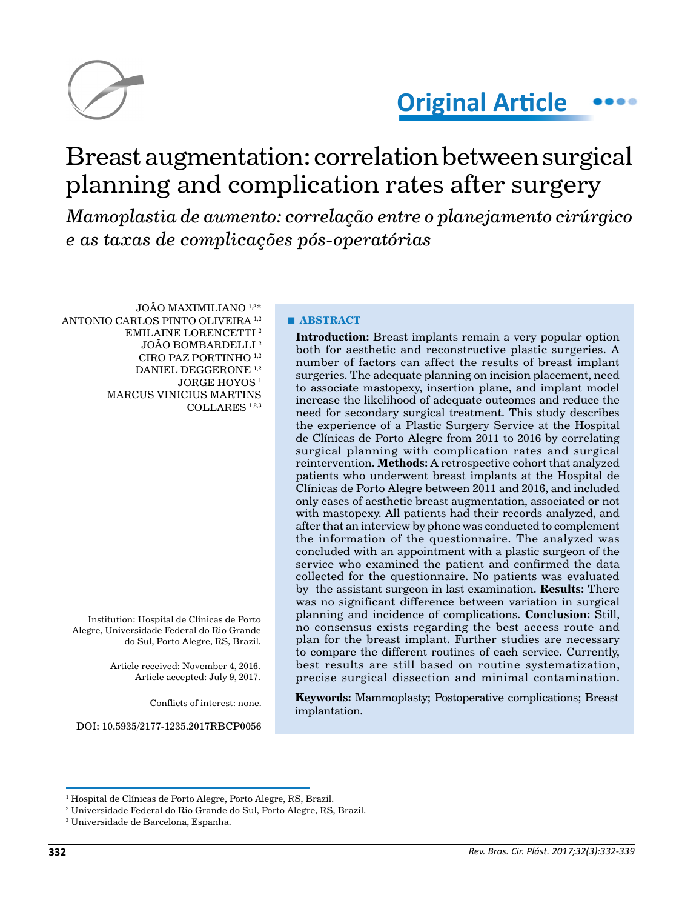Original Article

# Breast augmentation: correlation between surgical planning and complication rates after surgery

*Mamoplastia de aumento: correlação entre o planejamento cirúrgico e as taxas de complicações pós-operatórias*

JOÃO MAXIMILIANO [1,2*]
ANTONIO CARLOS PINTO OLIVEIRA [1,2]
EMILAINE LORENCETTI [2]
JOÃO BOMBARDELLI [2]
CIRO PAZ PORTINHO [1,2]
DANIEL DEGGERONE [1,2]
JORGE HOYOS [1]
MARCUS VINICIUS MARTINS COLLARES [1,2,3]

Institution: Hospital de Clínicas de Porto Alegre, Universidade Federal do Rio Grande do Sul, Porto Alegre, RS, Brazil.

Article received: November 4, 2016.
Article accepted: July 9, 2017.

Conflicts of interest: none.

DOI: 10.5935/2177-1235.2017RBCP0056

## ABSTRACT

**Introduction:** Breast implants remain a very popular option both for aesthetic and reconstructive plastic surgeries. A number of factors can affect the results of breast implant surgeries. The adequate planning on incision placement, need to associate mastopexy, insertion plane, and implant model increase the likelihood of adequate outcomes and reduce the need for secondary surgical treatment. This study describes the experience of a Plastic Surgery Service at the Hospital de Clínicas de Porto Alegre from 2011 to 2016 by correlating surgical planning with complication rates and surgical reintervention. **Methods:** A retrospective cohort that analyzed patients who underwent breast implants at the Hospital de Clínicas de Porto Alegre between 2011 and 2016, and included only cases of aesthetic breast augmentation, associated or not with mastopexy. All patients had their records analyzed, and after that an interview by phone was conducted to complement the information of the questionnaire. The analyzed was concluded with an appointment with a plastic surgeon of the service who examined the patient and confirmed the data collected for the questionnaire. No patients was evaluated by the assistant surgeon in last examination. **Results:** There was no significant difference between variation in surgical planning and incidence of complications. **Conclusion:** Still, no consensus exists regarding the best access route and plan for the breast implant. Further studies are necessary to compare the different routines of each service. Currently, best results are still based on routine systematization, precise surgical dissection and minimal contamination.

**Keywords:** Mammoplasty; Postoperative complications; Breast implantation.

---

[1] Hospital de Clínicas de Porto Alegre, Porto Alegre, RS, Brazil.
[2] Universidade Federal do Rio Grande do Sul, Porto Alegre, RS, Brazil.
[3] Universidade de Barcelona, Espanha.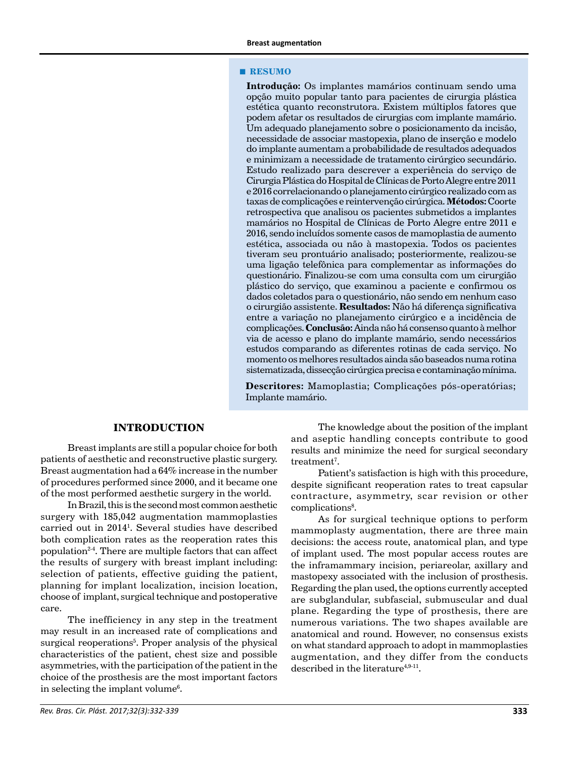## RESUMO

**Introdução:** Os implantes mamários continuam sendo uma opção muito popular tanto para pacientes de cirurgia plástica estética quanto reconstrutora. Existem múltiplos fatores que podem afetar os resultados de cirurgias com implante mamário. Um adequado planejamento sobre o posicionamento da incisão, necessidade de associar mastopexia, plano de inserção e modelo do implante aumentam a probabilidade de resultados adequados e minimizam a necessidade de tratamento cirúrgico secundário. Estudo realizado para descrever a experiência do serviço de Cirurgia Plástica do Hospital de Clínicas de Porto Alegre entre 2011 e 2016 correlacionando o planejamento cirúrgico realizado com as taxas de complicações e reintervenção cirúrgica. **Métodos:** Coorte retrospectiva que analisou os pacientes submetidos a implantes mamários no Hospital de Clínicas de Porto Alegre entre 2011 e 2016, sendo incluídos somente casos de mamoplastia de aumento estética, associada ou não à mastopexia. Todos os pacientes tiveram seu prontuário analisado; posteriormente, realizou-se uma ligação telefônica para complementar as informações do questionário. Finalizou-se com uma consulta com um cirurgião plástico do serviço, que examinou a paciente e confirmou os dados coletados para o questionário, não sendo em nenhum caso o cirurgião assistente. **Resultados:** Não há diferença significativa entre a variação no planejamento cirúrgico e a incidência de complicações. **Conclusão:** Ainda não há consenso quanto à melhor via de acesso e plano do implante mamário, sendo necessários estudos comparando as diferentes rotinas de cada serviço. No momento os melhores resultados ainda são baseados numa rotina sistematizada, dissecção cirúrgica precisa e contaminação mínima.

**Descritores:** Mamoplastia; Complicações pós-operatórias; Implante mamário.

## INTRODUCTION

Breast implants are still a popular choice for both patients of aesthetic and reconstructive plastic surgery. Breast augmentation had a 64% increase in the number of procedures performed since 2000, and it became one of the most performed aesthetic surgery in the world.

In Brazil, this is the second most common aesthetic surgery with 185,042 augmentation mammoplasties carried out in 2014[1]. Several studies have described both complication rates as the reoperation rates this population[2-4]. There are multiple factors that can affect the results of surgery with breast implant including: selection of patients, effective guiding the patient, planning for implant localization, incision location, choose of implant, surgical technique and postoperative care.

The inefficiency in any step in the treatment may result in an increased rate of complications and surgical reoperations[5]. Proper analysis of the physical characteristics of the patient, chest size and possible asymmetries, with the participation of the patient in the choice of the prosthesis are the most important factors in selecting the implant volume[6].

The knowledge about the position of the implant and aseptic handling concepts contribute to good results and minimize the need for surgical secondary treatment[7].

Patient's satisfaction is high with this procedure, despite significant reoperation rates to treat capsular contracture, asymmetry, scar revision or other complications[8].

As for surgical technique options to perform mammoplasty augmentation, there are three main decisions: the access route, anatomical plan, and type of implant used. The most popular access routes are the inframammary incision, periareolar, axillary and mastopexy associated with the inclusion of prosthesis. Regarding the plan used, the options currently accepted are subglandular, subfascial, submuscular and dual plane. Regarding the type of prosthesis, there are numerous variations. The two shapes available are anatomical and round. However, no consensus exists on what standard approach to adopt in mammoplasties augmentation, and they differ from the conducts described in the literature[4,9-11].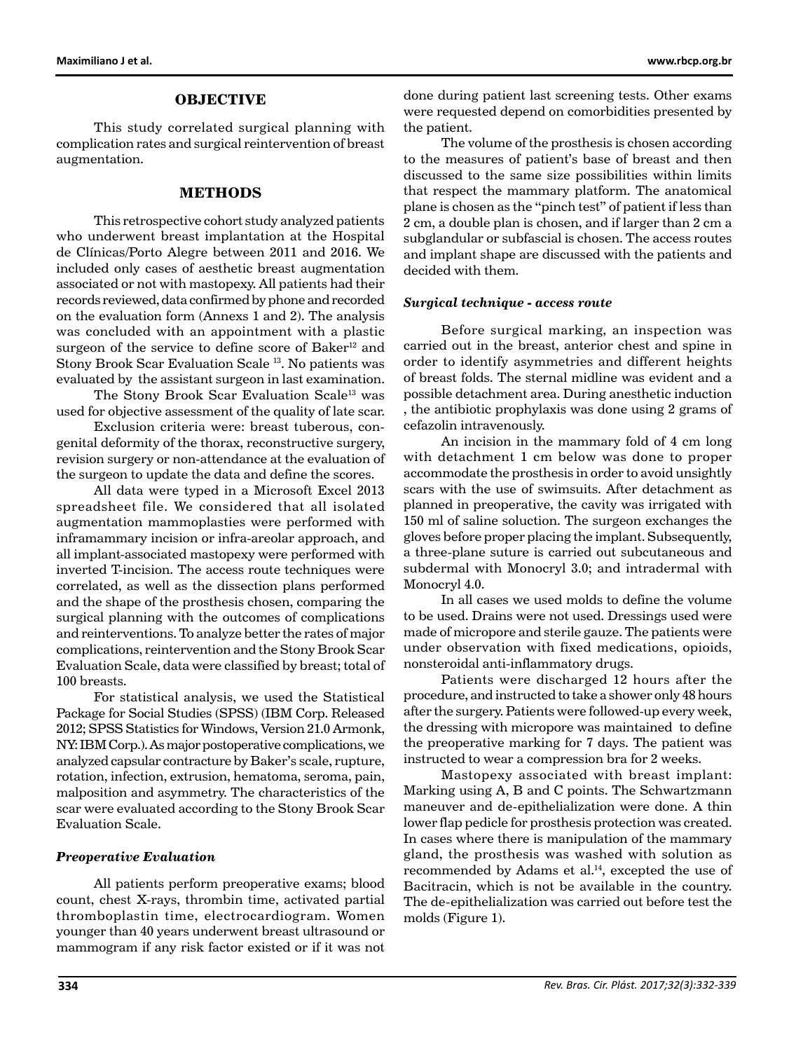## OBJECTIVE

This study correlated surgical planning with complication rates and surgical reintervention of breast augmentation.

## METHODS

This retrospective cohort study analyzed patients who underwent breast implantation at the Hospital de Clínicas/Porto Alegre between 2011 and 2016. We included only cases of aesthetic breast augmentation associated or not with mastopexy. All patients had their records reviewed, data confirmed by phone and recorded on the evaluation form (Annexs 1 and 2). The analysis was concluded with an appointment with a plastic surgeon of the service to define score of Baker[12] and Stony Brook Scar Evaluation Scale [13]. No patients was evaluated by the assistant surgeon in last examination.

The Stony Brook Scar Evaluation Scale[13] was used for objective assessment of the quality of late scar.

Exclusion criteria were: breast tuberous, congenital deformity of the thorax, reconstructive surgery, revision surgery or non-attendance at the evaluation of the surgeon to update the data and define the scores.

All data were typed in a Microsoft Excel 2013 spreadsheet file. We considered that all isolated augmentation mammoplasties were performed with inframammary incision or infra-areolar approach, and all implant-associated mastopexy were performed with inverted T-incision. The access route techniques were correlated, as well as the dissection plans performed and the shape of the prosthesis chosen, comparing the surgical planning with the outcomes of complications and reinterventions. To analyze better the rates of major complications, reintervention and the Stony Brook Scar Evaluation Scale, data were classified by breast; total of 100 breasts.

For statistical analysis, we used the Statistical Package for Social Studies (SPSS) (IBM Corp. Released 2012; SPSS Statistics for Windows, Version 21.0 Armonk, NY: IBM Corp.). As major postoperative complications, we analyzed capsular contracture by Baker's scale, rupture, rotation, infection, extrusion, hematoma, seroma, pain, malposition and asymmetry. The characteristics of the scar were evaluated according to the Stony Brook Scar Evaluation Scale.

### *Preoperative Evaluation*

All patients perform preoperative exams; blood count, chest X-rays, thrombin time, activated partial thromboplastin time, electrocardiogram. Women younger than 40 years underwent breast ultrasound or mammogram if any risk factor existed or if it was not done during patient last screening tests. Other exams were requested depend on comorbidities presented by the patient.

The volume of the prosthesis is chosen according to the measures of patient's base of breast and then discussed to the same size possibilities within limits that respect the mammary platform. The anatomical plane is chosen as the "pinch test" of patient if less than 2 cm, a double plan is chosen, and if larger than 2 cm a subglandular or subfascial is chosen. The access routes and implant shape are discussed with the patients and decided with them.

### *Surgical technique - access route*

Before surgical marking, an inspection was carried out in the breast, anterior chest and spine in order to identify asymmetries and different heights of breast folds. The sternal midline was evident and a possible detachment area. During anesthetic induction , the antibiotic prophylaxis was done using 2 grams of cefazolin intravenously.

An incision in the mammary fold of 4 cm long with detachment 1 cm below was done to proper accommodate the prosthesis in order to avoid unsightly scars with the use of swimsuits. After detachment as planned in preoperative, the cavity was irrigated with 150 ml of saline soluction. The surgeon exchanges the gloves before proper placing the implant. Subsequently, a three-plane suture is carried out subcutaneous and subdermal with Monocryl 3.0; and intradermal with Monocryl 4.0.

In all cases we used molds to define the volume to be used. Drains were not used. Dressings used were made of micropore and sterile gauze. The patients were under observation with fixed medications, opioids, nonsteroidal anti-inflammatory drugs.

Patients were discharged 12 hours after the procedure, and instructed to take a shower only 48 hours after the surgery. Patients were followed-up every week, the dressing with micropore was maintained to define the preoperative marking for 7 days. The patient was instructed to wear a compression bra for 2 weeks.

Mastopexy associated with breast implant: Marking using A, B and C points. The Schwartzmann maneuver and de-epithelialization were done. A thin lower flap pedicle for prosthesis protection was created. In cases where there is manipulation of the mammary gland, the prosthesis was washed with solution as recommended by Adams et al.[14], excepted the use of Bacitracin, which is not be available in the country. The de-epithelialization was carried out before test the molds (Figure 1).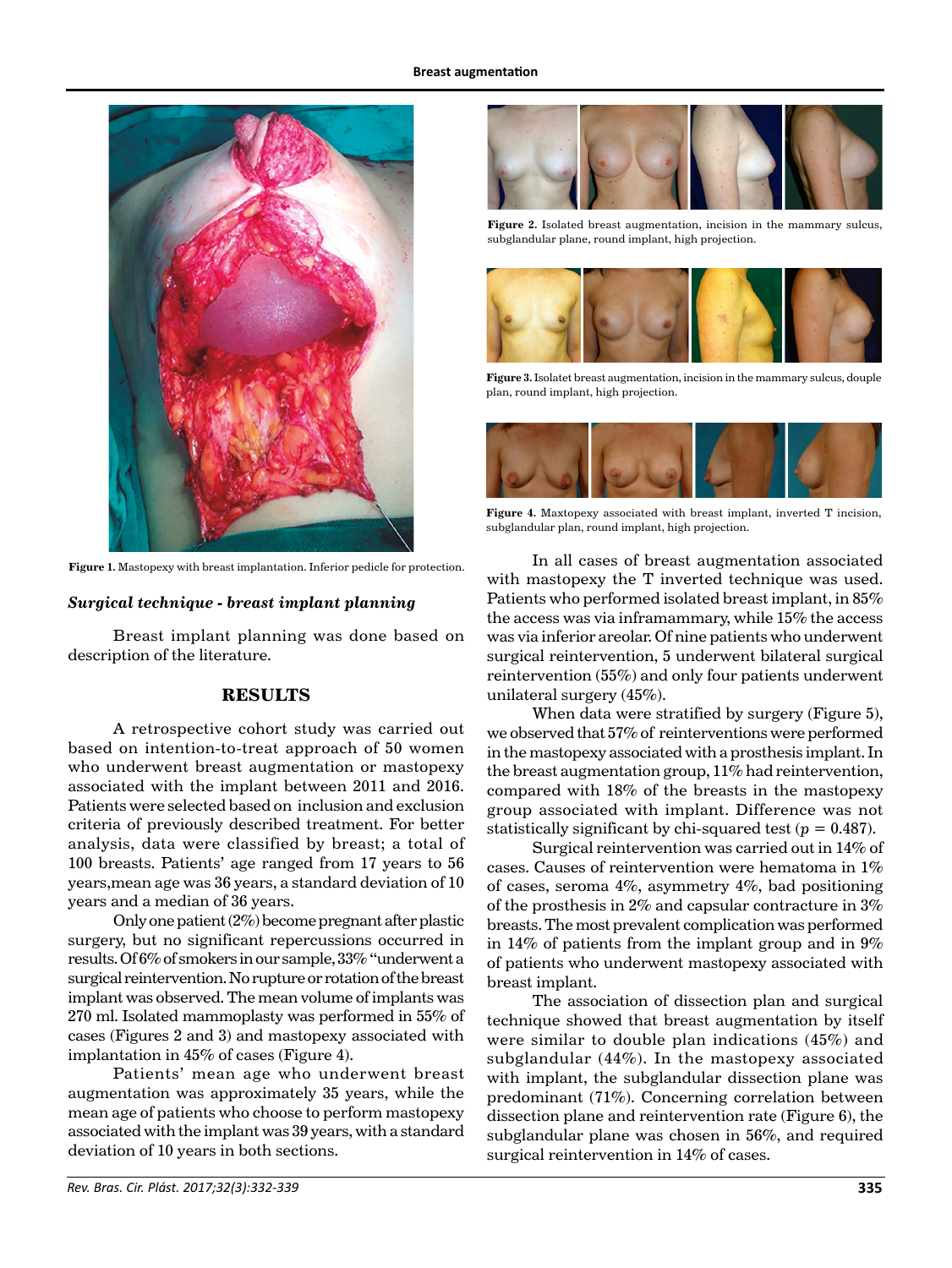Figure 1. Mastopexy with breast implantation. Inferior pedicle for protection.

### *Surgical technique - breast implant planning*

Breast implant planning was done based on description of the literature.

## RESULTS

A retrospective cohort study was carried out based on intention-to-treat approach of 50 women who underwent breast augmentation or mastopexy associated with the implant between 2011 and 2016. Patients were selected based on inclusion and exclusion criteria of previously described treatment. For better analysis, data were classified by breast; a total of 100 breasts. Patients' age ranged from 17 years to 56 years,mean age was 36 years, a standard deviation of 10 years and a median of 36 years.

Only one patient (2%) become pregnant after plastic surgery, but no significant repercussions occurred in results. Of 6% of smokers in our sample, 33% "underwent a surgical reintervention. No rupture or rotation of the breast implant was observed. The mean volume of implants was 270 ml. Isolated mammoplasty was performed in 55% of cases (Figures 2 and 3) and mastopexy associated with implantation in 45% of cases (Figure 4).

Patients' mean age who underwent breast augmentation was approximately 35 years, while the mean age of patients who choose to perform mastopexy associated with the implant was 39 years, with a standard deviation of 10 years in both sections.

Figure 2. Isolated breast augmentation, incision in the mammary sulcus, subglandular plane, round implant, high projection.

Figure 3. Isolatet breast augmentation, incision in the mammary sulcus, douple plan, round implant, high projection.

Figure 4. Maxtopexy associated with breast implant, inverted T incision, subglandular plan, round implant, high projection.

In all cases of breast augmentation associated with mastopexy the T inverted technique was used. Patients who performed isolated breast implant, in 85% the access was via inframammary, while 15% the access was via inferior areolar. Of nine patients who underwent surgical reintervention, 5 underwent bilateral surgical reintervention (55%) and only four patients underwent unilateral surgery (45%).

When data were stratified by surgery (Figure 5), we observed that 57% of reinterventions were performed in the mastopexy associated with a prosthesis implant. In the breast augmentation group, 11% had reintervention, compared with 18% of the breasts in the mastopexy group associated with implant. Difference was not statistically significant by chi-squared test ($p = 0.487$).

Surgical reintervention was carried out in 14% of cases. Causes of reintervention were hematoma in 1% of cases, seroma 4%, asymmetry 4%, bad positioning of the prosthesis in 2% and capsular contracture in 3% breasts. The most prevalent complication was performed in 14% of patients from the implant group and in 9% of patients who underwent mastopexy associated with breast implant.

The association of dissection plan and surgical technique showed that breast augmentation by itself were similar to double plan indications (45%) and subglandular (44%). In the mastopexy associated with implant, the subglandular dissection plane was predominant (71%). Concerning correlation between dissection plane and reintervention rate (Figure 6), the subglandular plane was chosen in 56%, and required surgical reintervention in 14% of cases.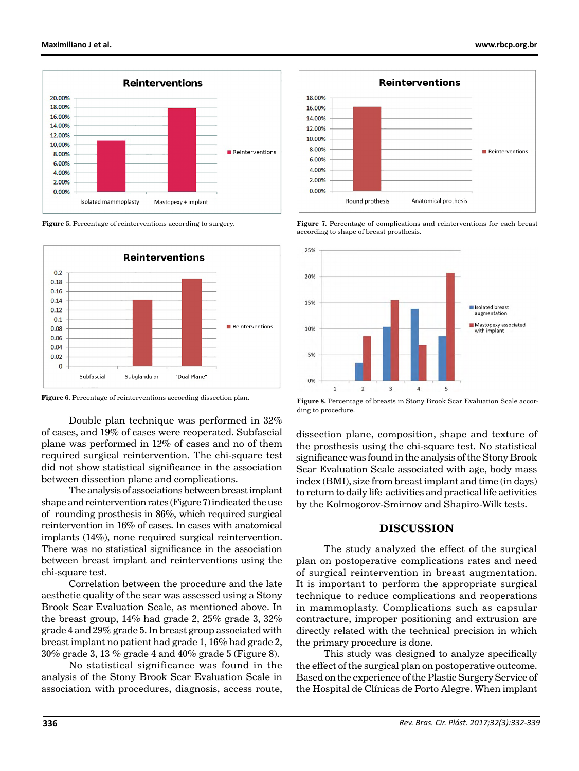Figure 5. Percentage of reinterventions according to surgery.

Figure 6. Percentage of reinterventions according dissection plan.

Figure 7. Percentage of complications and reinterventions for each breast according to shape of breast prosthesis.

Figure 8. Percentage of breasts in Stony Brook Scar Evaluation Scale according to procedure.

Double plan technique was performed in 32% of cases, and 19% of cases were reoperated. Subfascial plane was performed in 12% of cases and no of them required surgical reintervention. The chi-square test did not show statistical significance in the association between dissection plane and complications.

The analysis of associations between breast implant shape and reintervention rates (Figure 7) indicated the use of rounding prosthesis in 86%, which required surgical reintervention in 16% of cases. In cases with anatomical implants (14%), none required surgical reintervention. There was no statistical significance in the association between breast implant and reinterventions using the chi-square test.

Correlation between the procedure and the late aesthetic quality of the scar was assessed using a Stony Brook Scar Evaluation Scale, as mentioned above. In the breast group, 14% had grade 2, 25% grade 3, 32% grade 4 and 29% grade 5. In breast group associated with breast implant no patient had grade 1, 16% had grade 2, 30% grade 3, 13 % grade 4 and 40% grade 5 (Figure 8).

No statistical significance was found in the analysis of the Stony Brook Scar Evaluation Scale in association with procedures, diagnosis, access route, dissection plane, composition, shape and texture of the prosthesis using the chi-square test. No statistical significance was found in the analysis of the Stony Brook Scar Evaluation Scale associated with age, body mass index (BMI), size from breast implant and time (in days) to return to daily life activities and practical life activities by the Kolmogorov-Smirnov and Shapiro-Wilk tests.

## DISCUSSION

The study analyzed the effect of the surgical plan on postoperative complications rates and need of surgical reintervention in breast augmentation. It is important to perform the appropriate surgical technique to reduce complications and reoperations in mammoplasty. Complications such as capsular contracture, improper positioning and extrusion are directly related with the technical precision in which the primary procedure is done.

This study was designed to analyze specifically the effect of the surgical plan on postoperative outcome. Based on the experience of the Plastic Surgery Service of the Hospital de Clínicas de Porto Alegre. When implant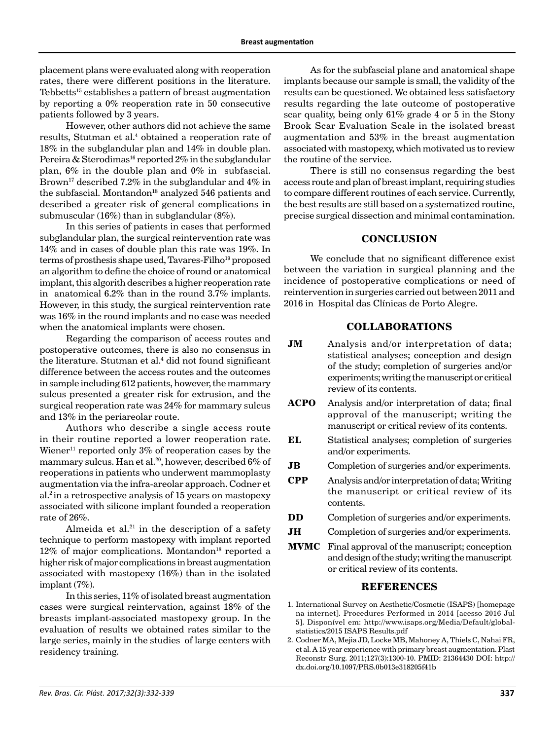placement plans were evaluated along with reoperation rates, there were different positions in the literature. Tebbetts[15] establishes a pattern of breast augmentation by reporting a 0% reoperation rate in 50 consecutive patients followed by 3 years.

However, other authors did not achieve the same results, Stutman et al.[4] obtained a reoperation rate of 18% in the subglandular plan and 14% in double plan. Pereira & Sterodimas[16] reported 2% in the subglandular plan, 6% in the double plan and 0% in subfascial. Brown[17] described 7.2% in the subglandular and 4% in the subfascial. Montandon[18] analyzed 546 patients and described a greater risk of general complications in submuscular (16%) than in subglandular (8%).

In this series of patients in cases that performed subglandular plan, the surgical reintervention rate was 14% and in cases of double plan this rate was 19%. In terms of prosthesis shape used, Tavares-Filho[19] proposed an algorithm to define the choice of round or anatomical implant, this algorith describes a higher reoperation rate in anatomical 6.2% than in the round 3.7% implants. However, in this study, the surgical reintervention rate was 16% in the round implants and no case was needed when the anatomical implants were chosen.

Regarding the comparison of access routes and postoperative outcomes, there is also no consensus in the literature. Stutman et al.[4] did not found significant difference between the access routes and the outcomes in sample including 612 patients, however, the mammary sulcus presented a greater risk for extrusion, and the surgical reoperation rate was 24% for mammary sulcus and 13% in the periareolar route.

Authors who describe a single access route in their routine reported a lower reoperation rate. Wiener[11] reported only 3% of reoperation cases by the mammary sulcus. Han et al.[20], however, described 6% of reoperations in patients who underwent mammoplasty augmentation via the infra-areolar approach. Codner et al.[2] in a retrospective analysis of 15 years on mastopexy associated with silicone implant founded a reoperation rate of 26%.

Almeida et al.[21] in the description of a safety technique to perform mastopexy with implant reported 12% of major complications. Montandon[18] reported a higher risk of major complications in breast augmentation associated with mastopexy (16%) than in the isolated implant (7%).

In this series, 11% of isolated breast augmentation cases were surgical reintervation, against 18% of the breasts implant-associated mastopexy group. In the evaluation of results we obtained rates similar to the large series, mainly in the studies of large centers with residency training.

As for the subfascial plane and anatomical shape implants because our sample is small, the validity of the results can be questioned. We obtained less satisfactory results regarding the late outcome of postoperative scar quality, being only 61% grade 4 or 5 in the Stony Brook Scar Evaluation Scale in the isolated breast augmentation and 53% in the breast augmentation associated with mastopexy, which motivated us to review the routine of the service.

There is still no consensus regarding the best access route and plan of breast implant, requiring studies to compare different routines of each service. Currently, the best results are still based on a systematized routine, precise surgical dissection and minimal contamination.

## CONCLUSION

We conclude that no significant difference exist between the variation in surgical planning and the incidence of postoperative complications or need of reintervention in surgeries carried out between 2011 and 2016 in Hospital das Clínicas de Porto Alegre.

## COLLABORATIONS

**JM** Analysis and/or interpretation of data; statistical analyses; conception and design of the study; completion of surgeries and/or experiments; writing the manuscript or critical review of its contents.

**ACPO** Analysis and/or interpretation of data; final approval of the manuscript; writing the manuscript or critical review of its contents.

**EL** Statistical analyses; completion of surgeries and/or experiments.

**JB** Completion of surgeries and/or experiments.

**CPP** Analysis and/or interpretation of data; Writing the manuscript or critical review of its contents.

**DD** Completion of surgeries and/or experiments.

**JH** Completion of surgeries and/or experiments.

**MVMC** Final approval of the manuscript; conception and design of the study; writing the manuscript or critical review of its contents.

## REFERENCES

1. International Survey on Aesthetic/Cosmetic (ISAPS) [homepage na internet]. Procedures Performed in 2014 [acesso 2016 Jul 5]. Disponível em: http://www.isaps.org/Media/Default/global-statistics/2015 ISAPS Results.pdf
2. Codner MA, Mejia JD, Locke MB, Mahoney A, Thiels C, Nahai FR, et al. A 15 year experience with primary breast augmentation. Plast Reconstr Surg. 2011;127(3):1300-10. PMID: 21364430 DOI: http://dx.doi.org/10.1097/PRS.0b013e318205f41b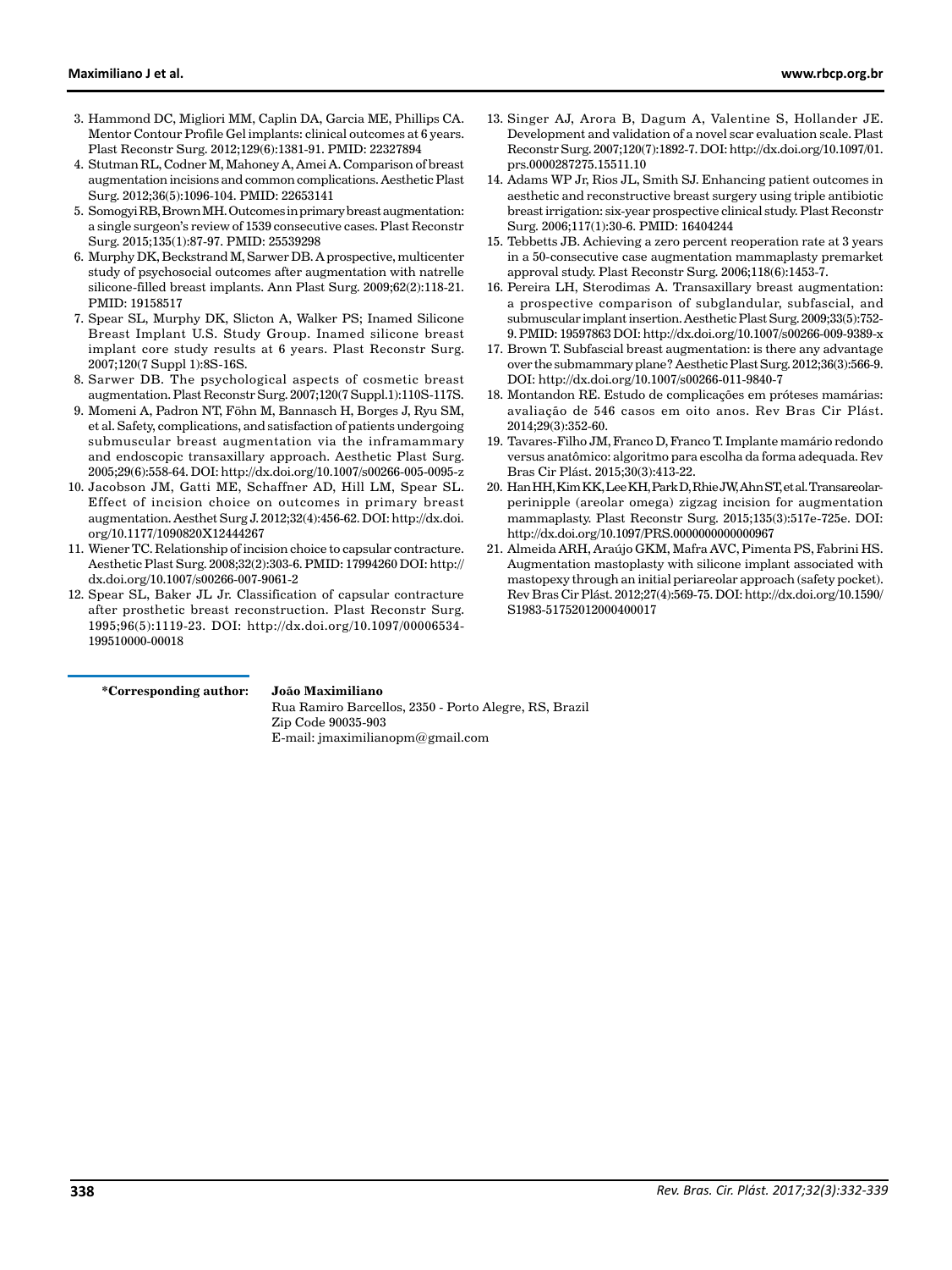3. Hammond DC, Migliori MM, Caplin DA, Garcia ME, Phillips CA. Mentor Contour Profile Gel implants: clinical outcomes at 6 years. Plast Reconstr Surg. 2012;129(6):1381-91. PMID: 22327894
4. Stutman RL, Codner M, Mahoney A, Amei A. Comparison of breast augmentation incisions and common complications. Aesthetic Plast Surg. 2012;36(5):1096-104. PMID: 22653141
5. Somogyi RB, Brown MH. Outcomes in primary breast augmentation: a single surgeon's review of 1539 consecutive cases. Plast Reconstr Surg. 2015;135(1):87-97. PMID: 25539298
6. Murphy DK, Beckstrand M, Sarwer DB. A prospective, multicenter study of psychosocial outcomes after augmentation with natrelle silicone-filled breast implants. Ann Plast Surg. 2009;62(2):118-21. PMID: 19158517
7. Spear SL, Murphy DK, Slicton A, Walker PS; Inamed Silicone Breast Implant U.S. Study Group. Inamed silicone breast implant core study results at 6 years. Plast Reconstr Surg. 2007;120(7 Suppl 1):8S-16S.
8. Sarwer DB. The psychological aspects of cosmetic breast augmentation. Plast Reconstr Surg. 2007;120(7 Suppl.1):110S-117S.
9. Momeni A, Padron NT, Föhn M, Bannasch H, Borges J, Ryu SM, et al. Safety, complications, and satisfaction of patients undergoing submuscular breast augmentation via the inframammary and endoscopic transaxillary approach. Aesthetic Plast Surg. 2005;29(6):558-64. DOI: http://dx.doi.org/10.1007/s00266-005-0095-z
10. Jacobson JM, Gatti ME, Schaffner AD, Hill LM, Spear SL. Effect of incision choice on outcomes in primary breast augmentation. Aesthet Surg J. 2012;32(4):456-62. DOI: http://dx.doi.org/10.1177/1090820X12444267
11. Wiener TC. Relationship of incision choice to capsular contracture. Aesthetic Plast Surg. 2008;32(2):303-6. PMID: 17994260 DOI: http://dx.doi.org/10.1007/s00266-007-9061-2
12. Spear SL, Baker JL Jr. Classification of capsular contracture after prosthetic breast reconstruction. Plast Reconstr Surg. 1995;96(5):1119-23. DOI: http://dx.doi.org/10.1097/00006534-199510000-00018
13. Singer AJ, Arora B, Dagum A, Valentine S, Hollander JE. Development and validation of a novel scar evaluation scale. Plast Reconstr Surg. 2007;120(7):1892-7. DOI: http://dx.doi.org/10.1097/01.prs.0000287275.15511.10
14. Adams WP Jr, Rios JL, Smith SJ. Enhancing patient outcomes in aesthetic and reconstructive breast surgery using triple antibiotic breast irrigation: six-year prospective clinical study. Plast Reconstr Surg. 2006;117(1):30-6. PMID: 16404244
15. Tebbetts JB. Achieving a zero percent reoperation rate at 3 years in a 50-consecutive case augmentation mammaplasty premarket approval study. Plast Reconstr Surg. 2006;118(6):1453-7.
16. Pereira LH, Sterodimas A. Transaxillary breast augmentation: a prospective comparison of subglandular, subfascial, and submuscular implant insertion. Aesthetic Plast Surg. 2009;33(5):752-9. PMID: 19597863 DOI: http://dx.doi.org/10.1007/s00266-009-9389-x
17. Brown T. Subfascial breast augmentation: is there any advantage over the submammary plane? Aesthetic Plast Surg. 2012;36(3):566-9. DOI: http://dx.doi.org/10.1007/s00266-011-9840-7
18. Montandon RE. Estudo de complicações em próteses mamárias: avaliação de 546 casos em oito anos. Rev Bras Cir Plást. 2014;29(3):352-60.
19. Tavares-Filho JM, Franco D, Franco T. Implante mamário redondo versus anatômico: algoritmo para escolha da forma adequada. Rev Bras Cir Plást. 2015;30(3):413-22.
20. Han HH, Kim KK, Lee KH, Park D, Rhie JW, Ahn ST, et al. Transareolar-perinipple (areolar omega) zigzag incision for augmentation mammaplasty. Plast Reconstr Surg. 2015;135(3):517e-725e. DOI: http://dx.doi.org/10.1097/PRS.0000000000000967
21. Almeida ARH, Araújo GKM, Mafra AVC, Pimenta PS, Fabrini HS. Augmentation mastoplasty with silicone implant associated with mastopexy through an initial periareolar approach (safety pocket). Rev Bras Cir Plást. 2012;27(4):569-75. DOI: http://dx.doi.org/10.1590/S1983-51752012000400017

**\*Corresponding author:** **João Maximiliano**

Rua Ramiro Barcellos, 2350 - Porto Alegre, RS, Brazil
Zip Code 90035-903
E-mail: jmaximilianopm@gmail.com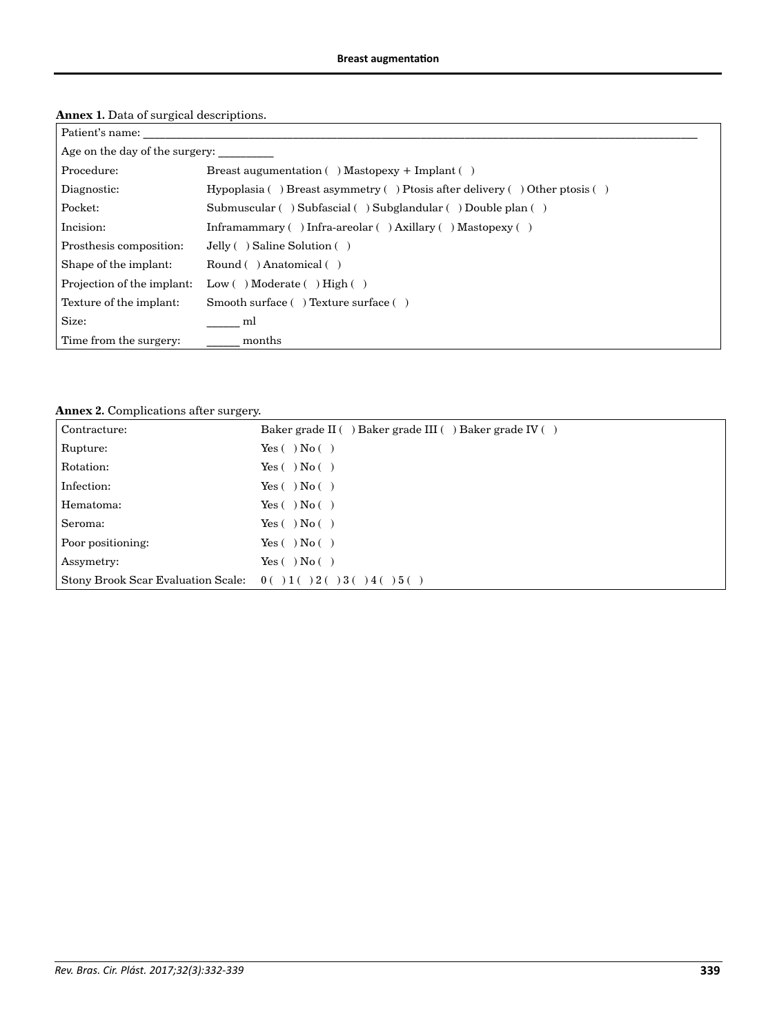**Annex 1.** Data of surgical descriptions.

| | |
|---|---|
| Patient's name: ___ | |
| Age on the day of the surgery: ___ | |
| Procedure: | Breast augumentation ( ) Mastopexy + Implant ( ) |
| Diagnostic: | Hypoplasia ( ) Breast asymmetry ( ) Ptosis after delivery ( ) Other ptosis ( ) |
| Pocket: | Submuscular ( ) Subfascial ( ) Subglandular ( ) Double plan ( ) |
| Incision: | Inframammary ( ) Infra-areolar ( ) Axillary ( ) Mastopexy ( ) |
| Prosthesis composition: | Jelly ( ) Saline Solution ( ) |
| Shape of the implant: | Round ( ) Anatomical ( ) |
| Projection of the implant: | Low ( ) Moderate ( ) High ( ) |
| Texture of the implant: | Smooth surface ( ) Texture surface ( ) |
| Size: | ___ ml |
| Time from the surgery: | ___ months |

**Annex 2.** Complications after surgery.

| | |
|---|---|
| Contracture: | Baker grade II ( ) Baker grade III ( ) Baker grade IV ( ) |
| Rupture: | Yes ( ) No ( ) |
| Rotation: | Yes ( ) No ( ) |
| Infection: | Yes ( ) No ( ) |
| Hematoma: | Yes ( ) No ( ) |
| Seroma: | Yes ( ) No ( ) |
| Poor positioning: | Yes ( ) No ( ) |
| Assymetry: | Yes ( ) No ( ) |
| Stony Brook Scar Evaluation Scale: | 0 ( ) 1 ( ) 2 ( ) 3 ( ) 4 ( ) 5 ( ) |